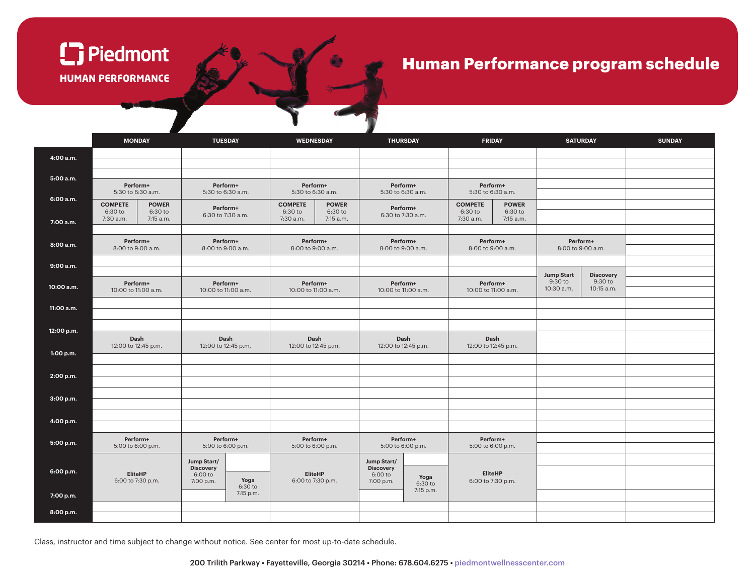# Piedmont HUMAN PERFORMANCE

## Human Performance program schedule

| | MONDAY | TUESDAY | WEDNESDAY | THURSDAY | FRIDAY | SATURDAY | SUNDAY |
|---|---|---|---|---|---|---|---|
| 4:00 a.m. | | | | | | | |
| 5:00 a.m. | **Perform+** 5:30 to 6:30 a.m. | **Perform+** 5:30 to 6:30 a.m. | **Perform+** 5:30 to 6:30 a.m. | **Perform+** 5:30 to 6:30 a.m. | **Perform+** 5:30 to 6:30 a.m. | | |
| 6:00 a.m. | **COMPETE** 6:30 to 7:30 a.m.; **POWER** 6:30 to 7:15 a.m. | **Perform+** 6:30 to 7:30 a.m. | **COMPETE** 6:30 to 7:30 a.m.; **POWER** 6:30 to 7:15 a.m. | **Perform+** 6:30 to 7:30 a.m. | **COMPETE** 6:30 to 7:30 a.m.; **POWER** 6:30 to 7:15 a.m. | | |
| 7:00 a.m. | | | | | | | |
| 8:00 a.m. | **Perform+** 8:00 to 9:00 a.m. | **Perform+** 8:00 to 9:00 a.m. | **Perform+** 8:00 to 9:00 a.m. | **Perform+** 8:00 to 9:00 a.m. | **Perform+** 8:00 to 9:00 a.m. | **Perform+** 8:00 to 9:00 a.m. | |
| 9:00 a.m. | | | | | | **Jump Start** 9:30 to 10:30 a.m.; **Discovery** 9:30 to 10:15 a.m. | |
| 10:00 a.m. | **Perform+** 10:00 to 11:00 a.m. | **Perform+** 10:00 to 11:00 a.m. | **Perform+** 10:00 to 11:00 a.m. | **Perform+** 10:00 to 11:00 a.m. | **Perform+** 10:00 to 11:00 a.m. | | |
| 11:00 a.m. | | | | | | | |
| 12:00 p.m. | **Dash** 12:00 to 12:45 p.m. | **Dash** 12:00 to 12:45 p.m. | **Dash** 12:00 to 12:45 p.m. | **Dash** 12:00 to 12:45 p.m. | **Dash** 12:00 to 12:45 p.m. | | |
| 1:00 p.m. | | | | | | | |
| 2:00 p.m. | | | | | | | |
| 3:00 p.m. | | | | | | | |
| 4:00 p.m. | | | | | | | |
| 5:00 p.m. | **Perform+** 5:00 to 6:00 p.m. | **Perform+** 5:00 to 6:00 p.m. | **Perform+** 5:00 to 6:00 p.m. | **Perform+** 5:00 to 6:00 p.m. | **Perform+** 5:00 to 6:00 p.m. | | |
| 6:00 p.m. | **EliteHP** 6:00 to 7:30 p.m. | **Jump Start/ Discovery** 6:00 to 7:00 p.m.; **Yoga** 6:30 to 7:15 p.m. | **EliteHP** 6:00 to 7:30 p.m. | **Jump Start/ Discovery** 6:00 to 7:00 p.m.; **Yoga** 6:30 to 7:15 p.m. | **EliteHP** 6:00 to 7:30 p.m. | | |
| 7:00 p.m. | | | | | | | |
| 8:00 p.m. | | | | | | | |

Class, instructor and time subject to change without notice. See center for most up-to-date schedule.

200 Trilith Parkway • Fayetteville, Georgia 30214 • Phone: 678.604.6275 • piedmontwellnesscenter.com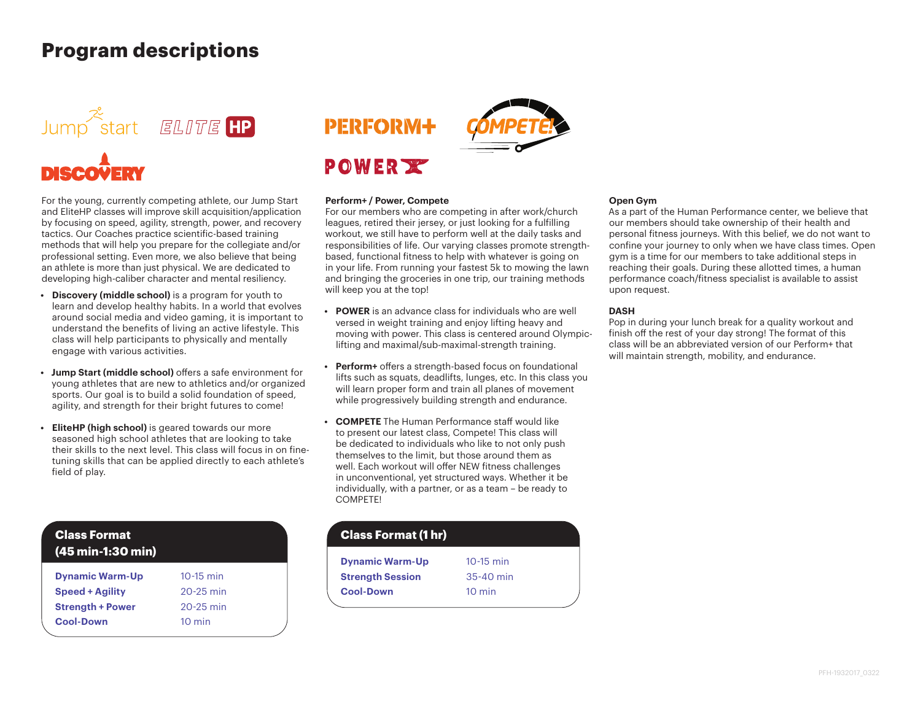# Program descriptions

Jump start ELITE HP DISCOVERY

For the young, currently competing athlete, our Jump Start and EliteHP classes will improve skill acquisition/application by focusing on speed, agility, strength, power, and recovery tactics. Our Coaches practice scientific-based training methods that will help you prepare for the collegiate and/or professional setting. Even more, we also believe that being an athlete is more than just physical. We are dedicated to developing high-caliber character and mental resiliency.

- **Discovery (middle school)** is a program for youth to learn and develop healthy habits. In a world that evolves around social media and video gaming, it is important to understand the benefits of living an active lifestyle. This class will help participants to physically and mentally engage with various activities.
- **Jump Start (middle school)** offers a safe environment for young athletes that are new to athletics and/or organized sports. Our goal is to build a solid foundation of speed, agility, and strength for their bright futures to come!
- **EliteHP (high school)** is geared towards our more seasoned high school athletes that are looking to take their skills to the next level. This class will focus in on fine-tuning skills that can be applied directly to each athlete's field of play.

**Class Format (45 min-1:30 min)**

| | |
|---|---|
| Dynamic Warm-Up | 10-15 min |
| Speed + Agility | 20-25 min |
| Strength + Power | 20-25 min |
| Cool-Down | 10 min |

PERFORM+ COMPETE! POWER

**Perform+ / Power, Compete**

For our members who are competing in after work/church leagues, retired their jersey, or just looking for a fulfilling workout, we still have to perform well at the daily tasks and responsibilities of life. Our varying classes promote strength-based, functional fitness to help with whatever is going on in your life. From running your fastest 5k to mowing the lawn and bringing the groceries in one trip, our training methods will keep you at the top!

- **POWER** is an advance class for individuals who are well versed in weight training and enjoy lifting heavy and moving with power. This class is centered around Olympic-lifting and maximal/sub-maximal-strength training.
- **Perform+** offers a strength-based focus on foundational lifts such as squats, deadlifts, lunges, etc. In this class you will learn proper form and train all planes of movement while progressively building strength and endurance.
- **COMPETE** The Human Performance staff would like to present our latest class, Compete! This class will be dedicated to individuals who like to not only push themselves to the limit, but those around them as well. Each workout will offer NEW fitness challenges in unconventional, yet structured ways. Whether it be individually, with a partner, or as a team – be ready to COMPETE!

**Class Format (1 hr)**

| | |
|---|---|
| Dynamic Warm-Up | 10-15 min |
| Strength Session | 35-40 min |
| Cool-Down | 10 min |

**Open Gym**

As a part of the Human Performance center, we believe that our members should take ownership of their health and personal fitness journeys. With this belief, we do not want to confine your journey to only when we have class times. Open gym is a time for our members to take additional steps in reaching their goals. During these allotted times, a human performance coach/fitness specialist is available to assist upon request.

**DASH**

Pop in during your lunch break for a quality workout and finish off the rest of your day strong! The format of this class will be an abbreviated version of our Perform+ that will maintain strength, mobility, and endurance.

PFH-1932017_0322